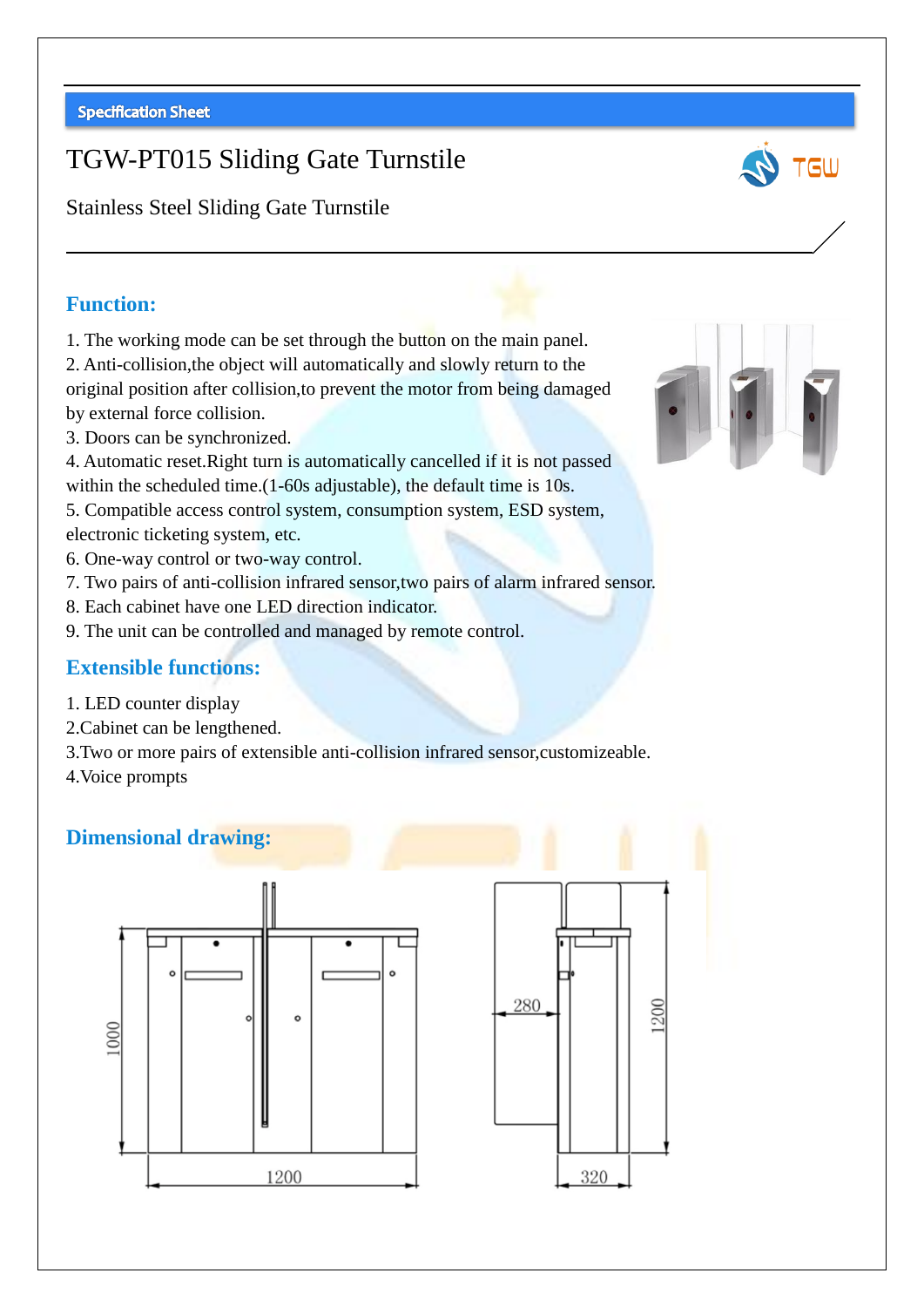Specification Sheet

# TGW-PT015 Sliding Gate Turnstile

Stainless Steel Sliding Gate Turnstile

## Function:

1. The working mode can be set through the button on the main panel.
2. Anti-collision,the object will automatically and slowly return to the original position after collision,to prevent the motor from being damaged by external force collision.
3. Doors can be synchronized.
4. Automatic reset.Right turn is automatically cancelled if it is not passed within the scheduled time.(1-60s adjustable), the default time is 10s.
5. Compatible access control system, consumption system, ESD system, electronic ticketing system, etc.
6. One-way control or two-way control.
7. Two pairs of anti-collision infrared sensor,two pairs of alarm infrared sensor.
8. Each cabinet have one LED direction indicator.
9. The unit can be controlled and managed by remote control.

## Extensible functions:

1. LED counter display
2.Cabinet can be lengthened.
3.Two or more pairs of extensible anti-collision infrared sensor,customizeable.
4.Voice prompts

## Dimensional drawing:

1000

1200

280

1200

320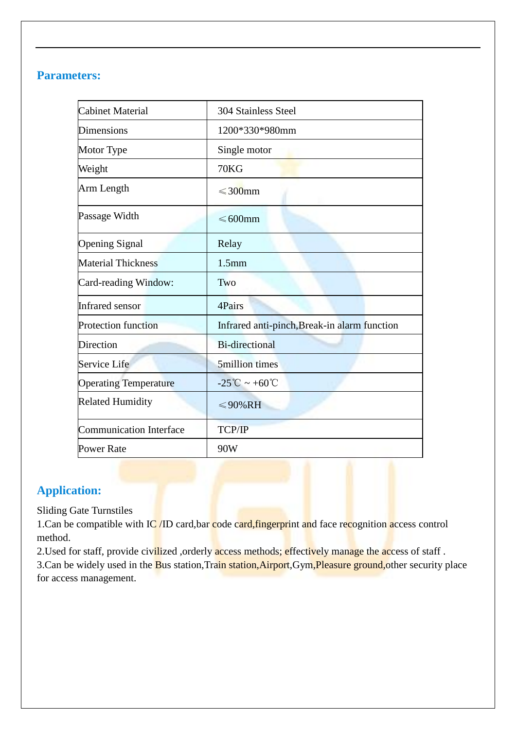## Parameters:

| | |
|---|---|
| Cabinet Material | 304 Stainless Steel |
| Dimensions | 1200*330*980mm |
| Motor Type | Single motor |
| Weight | 70KG |
| Arm Length | ≤300mm |
| Passage Width | ≤600mm |
| Opening Signal | Relay |
| Material Thickness | 1.5mm |
| Card-reading Window: | Two |
| Infrared sensor | 4Pairs |
| Protection function | Infrared anti-pinch,Break-in alarm function |
| Direction | Bi-directional |
| Service Life | 5million times |
| Operating Temperature | -25℃ ~ +60℃ |
| Related Humidity | ≤90%RH |
| Communication Interface | TCP/IP |
| Power Rate | 90W |

## Application:

Sliding Gate Turnstiles

1.Can be compatible with IC /ID card,bar code card,fingerprint and face recognition access control method.

2.Used for staff, provide civilized ,orderly access methods; effectively manage the access of staff .

3.Can be widely used in the Bus station,Train station,Airport,Gym,Pleasure ground,other security place for access management.